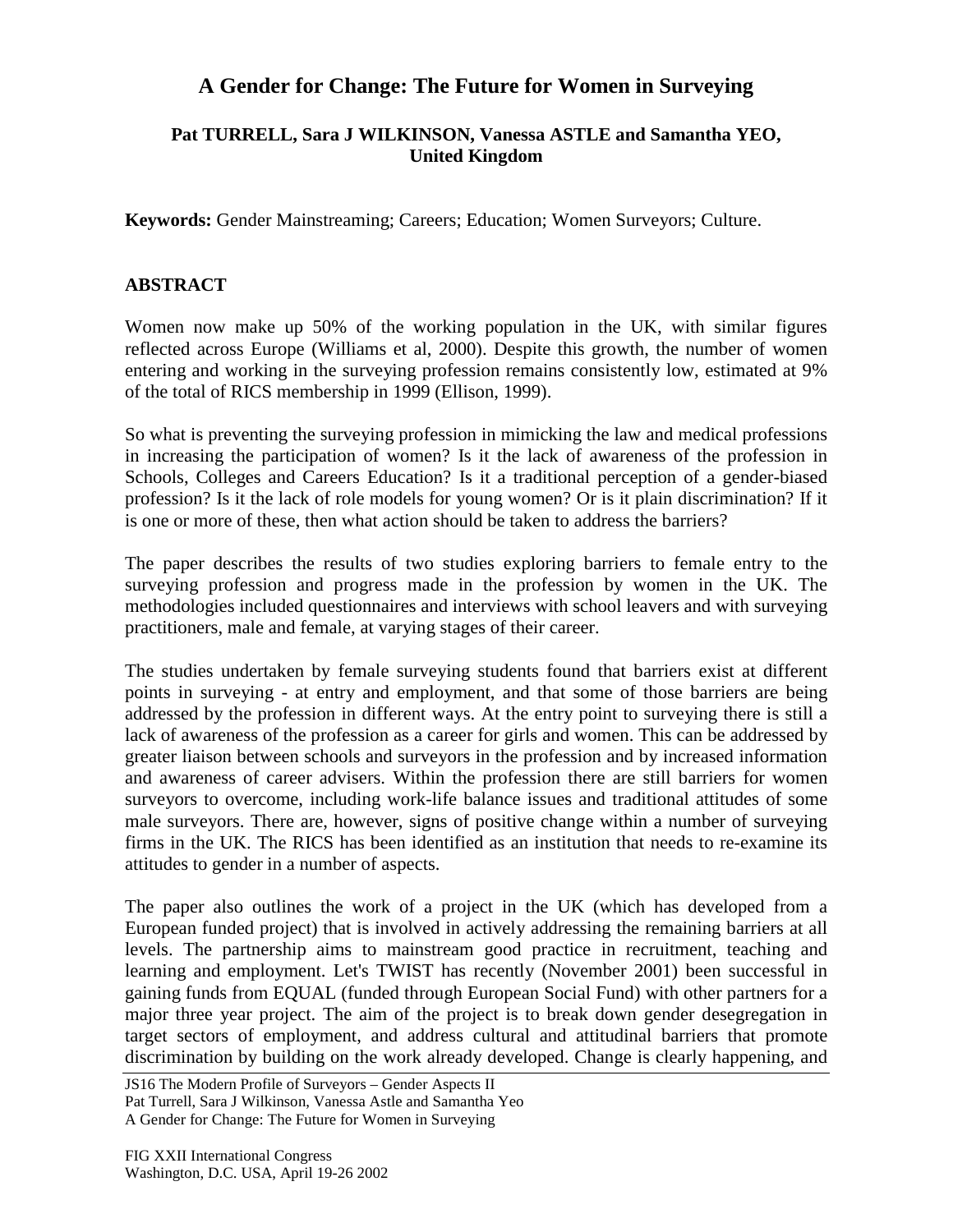# A Gender for Change: The Future for Women in Surveying

**Pat TURRELL, Sara J WILKINSON, Vanessa ASTLE and Samantha YEO, United Kingdom**

**Keywords:** Gender Mainstreaming; Careers; Education; Women Surveyors; Culture.

## ABSTRACT

Women now make up 50% of the working population in the UK, with similar figures reflected across Europe (Williams et al, 2000). Despite this growth, the number of women entering and working in the surveying profession remains consistently low, estimated at 9% of the total of RICS membership in 1999 (Ellison, 1999).

So what is preventing the surveying profession in mimicking the law and medical professions in increasing the participation of women? Is it the lack of awareness of the profession in Schools, Colleges and Careers Education? Is it a traditional perception of a gender-biased profession? Is it the lack of role models for young women? Or is it plain discrimination? If it is one or more of these, then what action should be taken to address the barriers?

The paper describes the results of two studies exploring barriers to female entry to the surveying profession and progress made in the profession by women in the UK. The methodologies included questionnaires and interviews with school leavers and with surveying practitioners, male and female, at varying stages of their career.

The studies undertaken by female surveying students found that barriers exist at different points in surveying - at entry and employment, and that some of those barriers are being addressed by the profession in different ways. At the entry point to surveying there is still a lack of awareness of the profession as a career for girls and women. This can be addressed by greater liaison between schools and surveyors in the profession and by increased information and awareness of career advisers. Within the profession there are still barriers for women surveyors to overcome, including work-life balance issues and traditional attitudes of some male surveyors. There are, however, signs of positive change within a number of surveying firms in the UK. The RICS has been identified as an institution that needs to re-examine its attitudes to gender in a number of aspects.

The paper also outlines the work of a project in the UK (which has developed from a European funded project) that is involved in actively addressing the remaining barriers at all levels. The partnership aims to mainstream good practice in recruitment, teaching and learning and employment. Let's TWIST has recently (November 2001) been successful in gaining funds from EQUAL (funded through European Social Fund) with other partners for a major three year project. The aim of the project is to break down gender desegregation in target sectors of employment, and address cultural and attitudinal barriers that promote discrimination by building on the work already developed. Change is clearly happening, and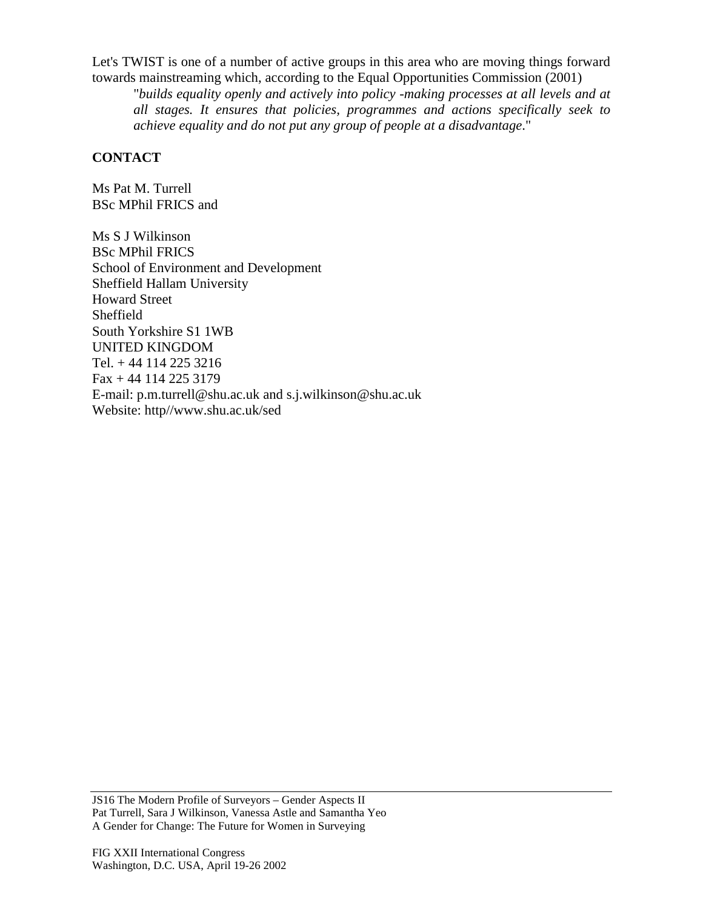Let's TWIST is one of a number of active groups in this area who are moving things forward towards mainstreaming which, according to the Equal Opportunities Commission (2001)

> "*builds equality openly and actively into policy -making processes at all levels and at all stages. It ensures that policies, programmes and actions specifically seek to achieve equality and do not put any group of people at a disadvantage*."

**CONTACT**

Ms Pat M. Turrell  
BSc MPhil FRICS and

Ms S J Wilkinson  
BSc MPhil FRICS  
School of Environment and Development  
Sheffield Hallam University  
Howard Street  
Sheffield  
South Yorkshire S1 1WB  
UNITED KINGDOM  
Tel. + 44 114 225 3216  
Fax + 44 114 225 3179  
E-mail: p.m.turrell@shu.ac.uk and s.j.wilkinson@shu.ac.uk  
Website: http//www.shu.ac.uk/sed